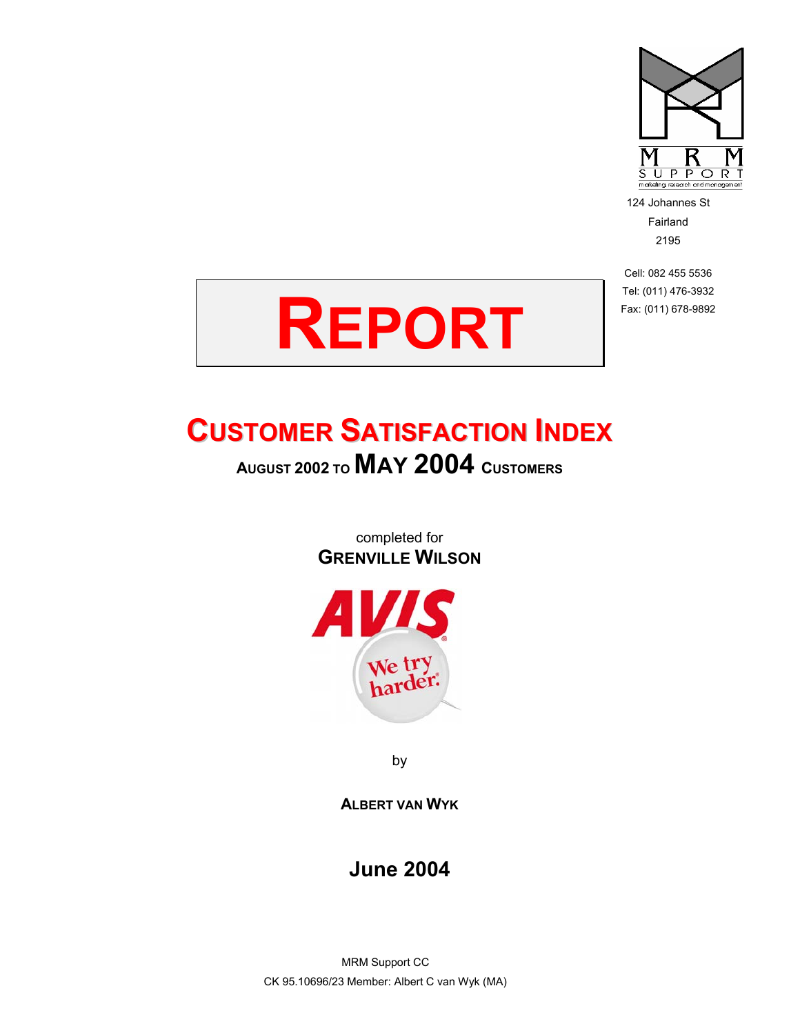MRM SUPPORT
marketing research and management

124 Johannes St
Fairland
2195

Cell: 082 455 5536
Tel: (011) 476-3932
Fax: (011) 678-9892

# REPORT

## CUSTOMER SATISFACTION INDEX

### AUGUST 2002 TO MAY 2004 CUSTOMERS

completed for
**GRENVILLE WILSON**

AVIS
We try harder.

by

**ALBERT VAN WYK**

**June 2004**

MRM Support CC
CK 95.10696/23 Member: Albert C van Wyk (MA)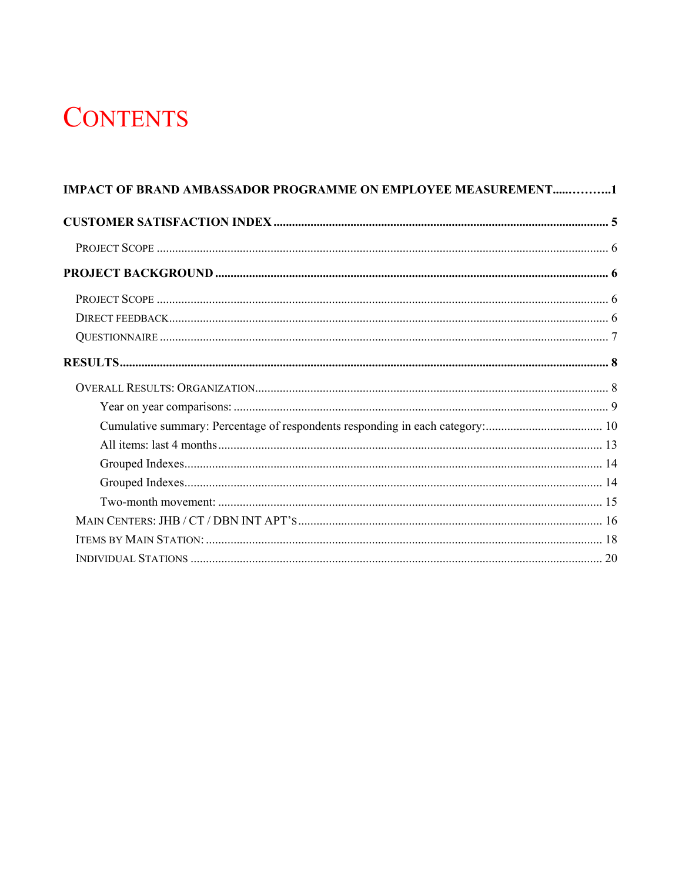# CONTENTS

**IMPACT OF BRAND AMBASSADOR PROGRAMME ON EMPLOYEE MEASUREMENT.....……..1**

**CUSTOMER SATISFACTION INDEX ........................................................................................................ 5**

- PROJECT SCOPE ........................................................................................................................ 6

**PROJECT BACKGROUND ......................................................................................................................... 6**

- PROJECT SCOPE ........................................................................................................................ 6
- DIRECT FEEDBACK ........................................................................................................................ 6
- QUESTIONNAIRE ........................................................................................................................ 7

**RESULTS........................................................................................................................................................ 8**

- OVERALL RESULTS: ORGANIZATION.................................................................................................. 8
  - Year on year comparisons: ........................................................................................................ 9
  - Cumulative summary: Percentage of respondents responding in each category:...................................... 10
  - All items: last 4 months............................................................................................................ 13
  - Grouped Indexes...................................................................................................................... 14
  - Grouped Indexes...................................................................................................................... 14
  - Two-month movement: ........................................................................................................... 15
- MAIN CENTERS: JHB / CT / DBN INT APT'S.................................................................................. 16
- ITEMS BY MAIN STATION: ................................................................................................................ 18
- INDIVIDUAL STATIONS .................................................................................................................... 20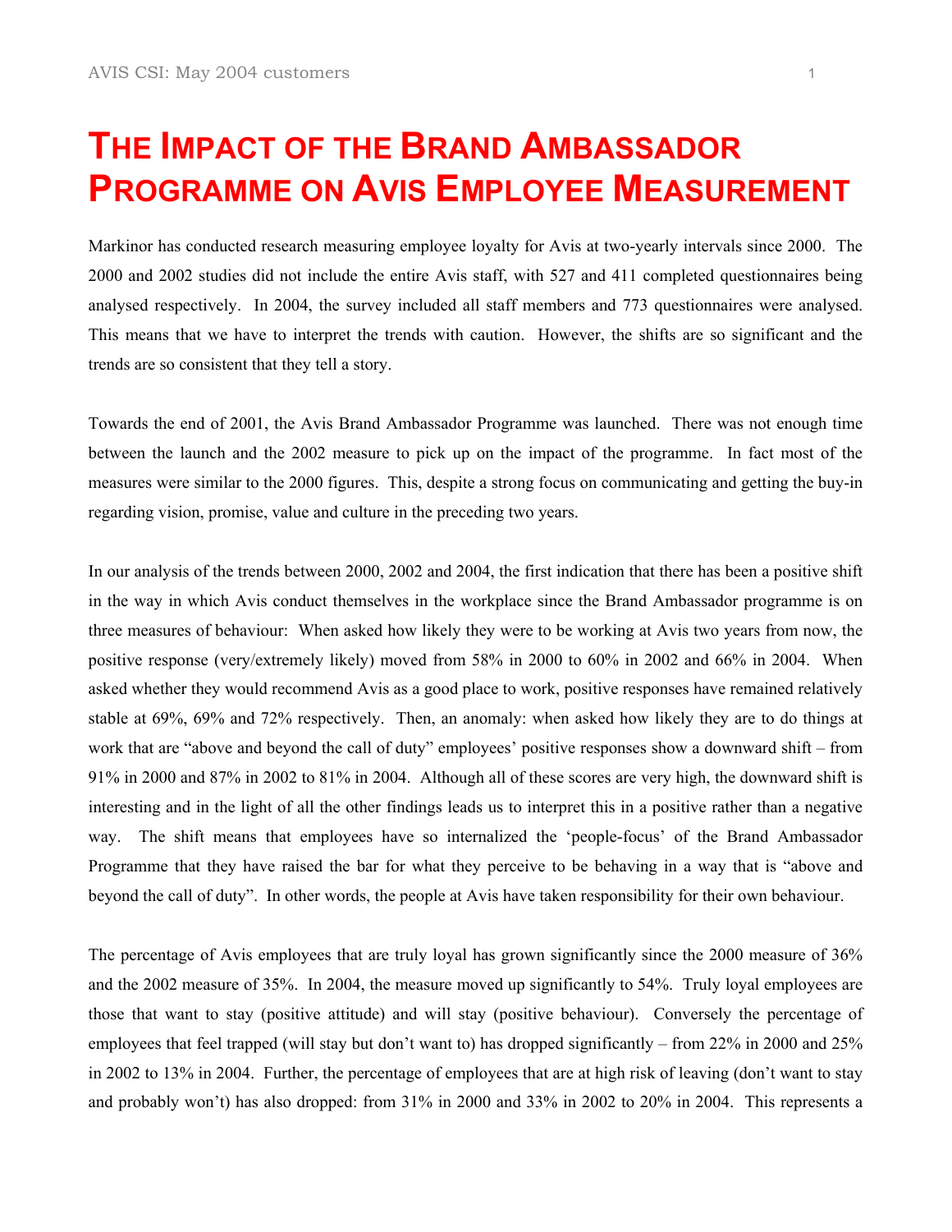# The Impact of the Brand Ambassador Programme on Avis Employee Measurement

Markinor has conducted research measuring employee loyalty for Avis at two-yearly intervals since 2000. The 2000 and 2002 studies did not include the entire Avis staff, with 527 and 411 completed questionnaires being analysed respectively. In 2004, the survey included all staff members and 773 questionnaires were analysed. This means that we have to interpret the trends with caution. However, the shifts are so significant and the trends are so consistent that they tell a story.

Towards the end of 2001, the Avis Brand Ambassador Programme was launched. There was not enough time between the launch and the 2002 measure to pick up on the impact of the programme. In fact most of the measures were similar to the 2000 figures. This, despite a strong focus on communicating and getting the buy-in regarding vision, promise, value and culture in the preceding two years.

In our analysis of the trends between 2000, 2002 and 2004, the first indication that there has been a positive shift in the way in which Avis conduct themselves in the workplace since the Brand Ambassador programme is on three measures of behaviour: When asked how likely they were to be working at Avis two years from now, the positive response (very/extremely likely) moved from 58% in 2000 to 60% in 2002 and 66% in 2004. When asked whether they would recommend Avis as a good place to work, positive responses have remained relatively stable at 69%, 69% and 72% respectively. Then, an anomaly: when asked how likely they are to do things at work that are "above and beyond the call of duty" employees' positive responses show a downward shift – from 91% in 2000 and 87% in 2002 to 81% in 2004. Although all of these scores are very high, the downward shift is interesting and in the light of all the other findings leads us to interpret this in a positive rather than a negative way. The shift means that employees have so internalized the 'people-focus' of the Brand Ambassador Programme that they have raised the bar for what they perceive to be behaving in a way that is "above and beyond the call of duty". In other words, the people at Avis have taken responsibility for their own behaviour.

The percentage of Avis employees that are truly loyal has grown significantly since the 2000 measure of 36% and the 2002 measure of 35%. In 2004, the measure moved up significantly to 54%. Truly loyal employees are those that want to stay (positive attitude) and will stay (positive behaviour). Conversely the percentage of employees that feel trapped (will stay but don't want to) has dropped significantly – from 22% in 2000 and 25% in 2002 to 13% in 2004. Further, the percentage of employees that are at high risk of leaving (don't want to stay and probably won't) has also dropped: from 31% in 2000 and 33% in 2002 to 20% in 2004. This represents a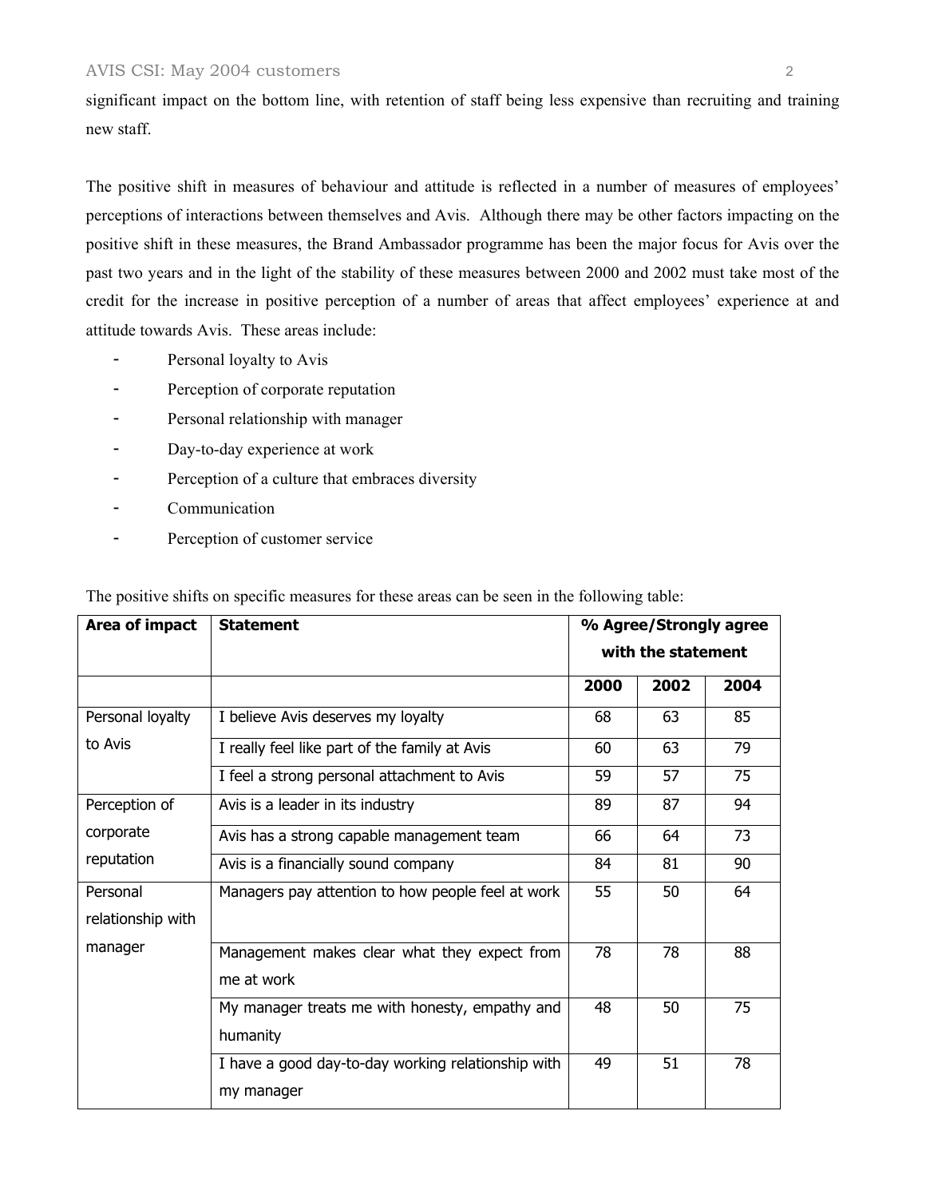significant impact on the bottom line, with retention of staff being less expensive than recruiting and training new staff.

The positive shift in measures of behaviour and attitude is reflected in a number of measures of employees' perceptions of interactions between themselves and Avis. Although there may be other factors impacting on the positive shift in these measures, the Brand Ambassador programme has been the major focus for Avis over the past two years and in the light of the stability of these measures between 2000 and 2002 must take most of the credit for the increase in positive perception of a number of areas that affect employees' experience at and attitude towards Avis. These areas include:

- Personal loyalty to Avis
- Perception of corporate reputation
- Personal relationship with manager
- Day-to-day experience at work
- Perception of a culture that embraces diversity
- Communication
- Perception of customer service

The positive shifts on specific measures for these areas can be seen in the following table:

| **Area of impact** | **Statement** | **% Agree/Strongly agree with the statement** | | |
|---|---|---|---|---|
| | | **2000** | **2002** | **2004** |
| Personal loyalty to Avis | I believe Avis deserves my loyalty | 68 | 63 | 85 |
| | I really feel like part of the family at Avis | 60 | 63 | 79 |
| | I feel a strong personal attachment to Avis | 59 | 57 | 75 |
| Perception of corporate reputation | Avis is a leader in its industry | 89 | 87 | 94 |
| | Avis has a strong capable management team | 66 | 64 | 73 |
| | Avis is a financially sound company | 84 | 81 | 90 |
| Personal relationship with manager | Managers pay attention to how people feel at work | 55 | 50 | 64 |
| | Management makes clear what they expect from me at work | 78 | 78 | 88 |
| | My manager treats me with honesty, empathy and humanity | 48 | 50 | 75 |
| | I have a good day-to-day working relationship with my manager | 49 | 51 | 78 |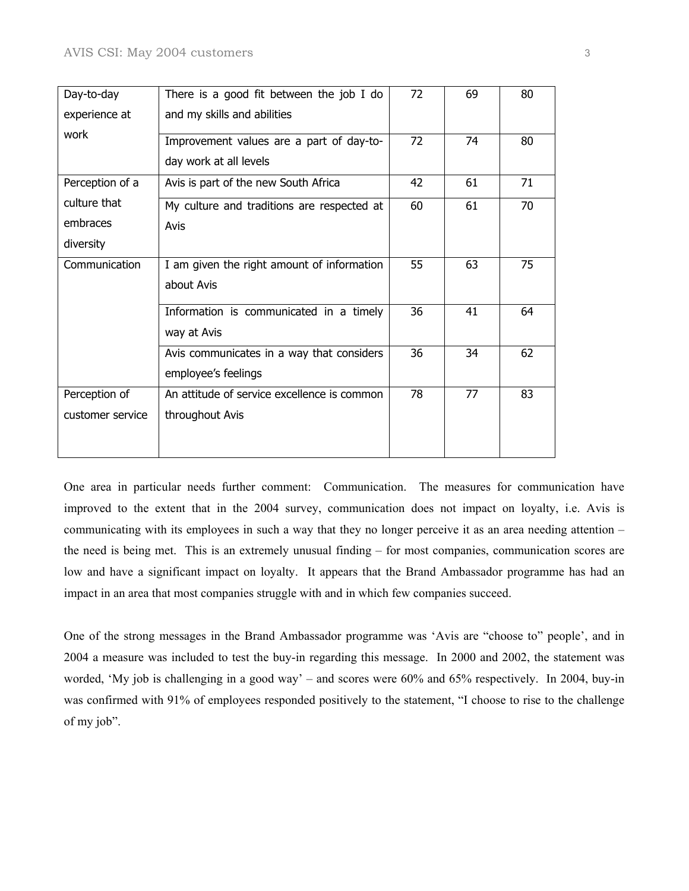| Day-to-day experience at work | There is a good fit between the job I do and my skills and abilities | 72 | 69 | 80 |
|---|---|---|---|---|
| | Improvement values are a part of day-to-day work at all levels | 72 | 74 | 80 |
| Perception of a culture that embraces diversity | Avis is part of the new South Africa | 42 | 61 | 71 |
| | My culture and traditions are respected at Avis | 60 | 61 | 70 |
| Communication | I am given the right amount of information about Avis | 55 | 63 | 75 |
| | Information is communicated in a timely way at Avis | 36 | 41 | 64 |
| | Avis communicates in a way that considers employee's feelings | 36 | 34 | 62 |
| Perception of customer service | An attitude of service excellence is common throughout Avis | 78 | 77 | 83 |

One area in particular needs further comment: Communication. The measures for communication have improved to the extent that in the 2004 survey, communication does not impact on loyalty, i.e. Avis is communicating with its employees in such a way that they no longer perceive it as an area needing attention – the need is being met. This is an extremely unusual finding – for most companies, communication scores are low and have a significant impact on loyalty. It appears that the Brand Ambassador programme has had an impact in an area that most companies struggle with and in which few companies succeed.

One of the strong messages in the Brand Ambassador programme was 'Avis are "choose to" people', and in 2004 a measure was included to test the buy-in regarding this message. In 2000 and 2002, the statement was worded, 'My job is challenging in a good way' – and scores were 60% and 65% respectively. In 2004, buy-in was confirmed with 91% of employees responded positively to the statement, "I choose to rise to the challenge of my job".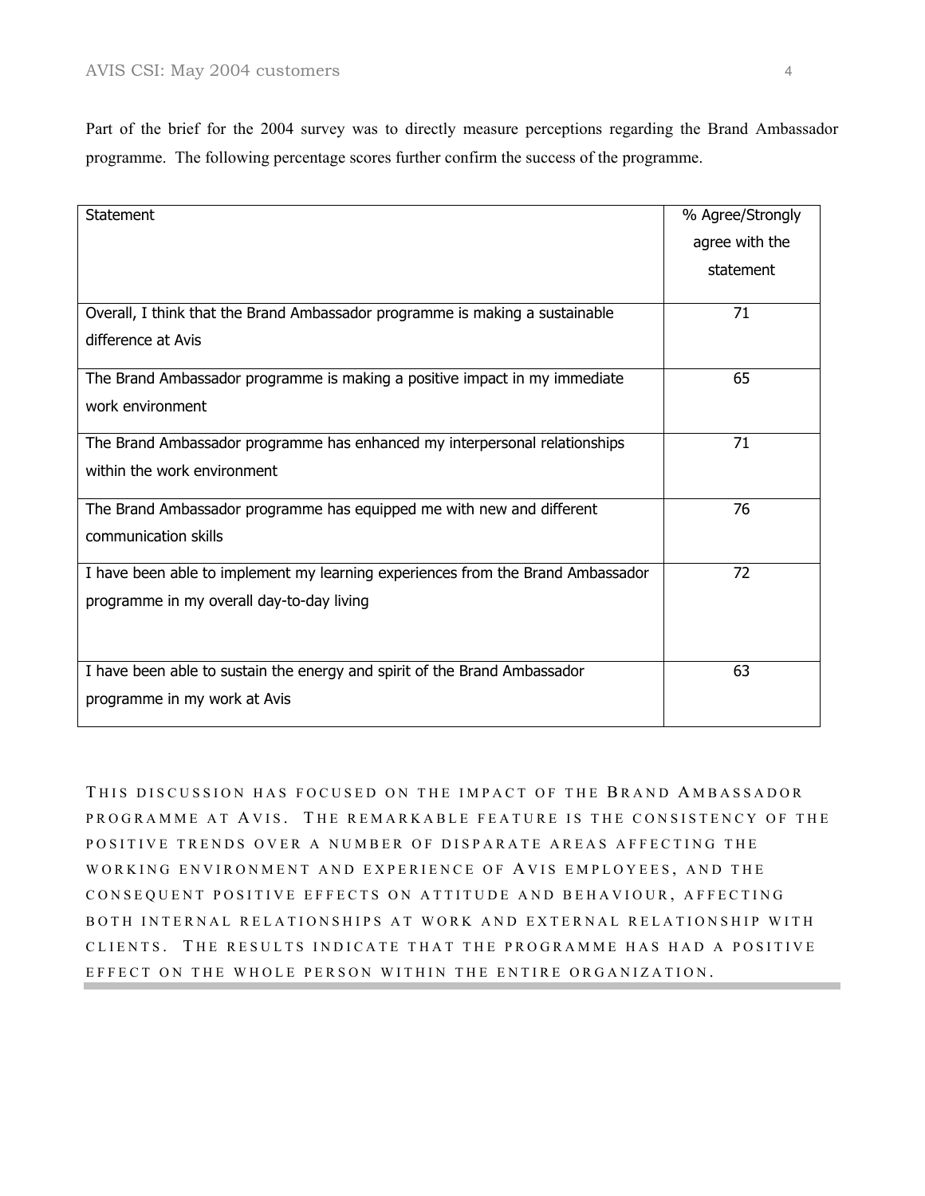Part of the brief for the 2004 survey was to directly measure perceptions regarding the Brand Ambassador programme. The following percentage scores further confirm the success of the programme.

| Statement | % Agree/Strongly agree with the statement |
|---|---|
| Overall, I think that the Brand Ambassador programme is making a sustainable difference at Avis | 71 |
| The Brand Ambassador programme is making a positive impact in my immediate work environment | 65 |
| The Brand Ambassador programme has enhanced my interpersonal relationships within the work environment | 71 |
| The Brand Ambassador programme has equipped me with new and different communication skills | 76 |
| I have been able to implement my learning experiences from the Brand Ambassador programme in my overall day-to-day living | 72 |
| I have been able to sustain the energy and spirit of the Brand Ambassador programme in my work at Avis | 63 |

This discussion has focused on the impact of the Brand Ambassador programme at Avis. The remarkable feature is the consistency of the positive trends over a number of disparate areas affecting the working environment and experience of Avis employees, and the consequent positive effects on attitude and behaviour, affecting both internal relationships at work and external relationship with clients. The results indicate that the programme has had a positive effect on the whole person within the entire organization.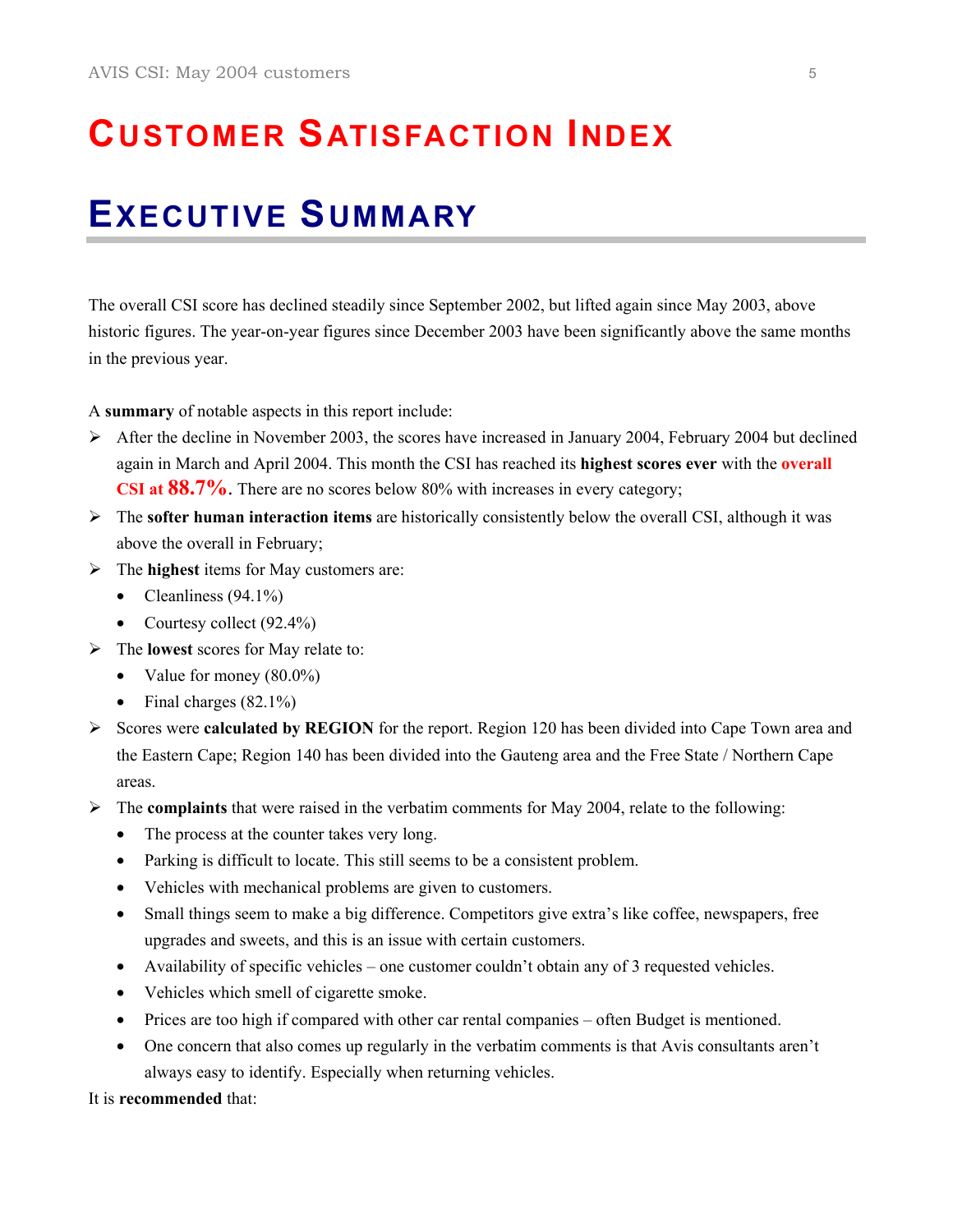# CUSTOMER SATISFACTION INDEX

# EXECUTIVE SUMMARY

The overall CSI score has declined steadily since September 2002, but lifted again since May 2003, above historic figures. The year-on-year figures since December 2003 have been significantly above the same months in the previous year.

A **summary** of notable aspects in this report include:

- After the decline in November 2003, the scores have increased in January 2004, February 2004 but declined again in March and April 2004. This month the CSI has reached its **highest scores ever** with the **overall CSI at 88.7%.** There are no scores below 80% with increases in every category;
- The **softer human interaction items** are historically consistently below the overall CSI, although it was above the overall in February;
- The **highest** items for May customers are:
  - Cleanliness (94.1%)
  - Courtesy collect (92.4%)
- The **lowest** scores for May relate to:
  - Value for money (80.0%)
  - Final charges (82.1%)
- Scores were **calculated by REGION** for the report. Region 120 has been divided into Cape Town area and the Eastern Cape; Region 140 has been divided into the Gauteng area and the Free State / Northern Cape areas.
- The **complaints** that were raised in the verbatim comments for May 2004, relate to the following:
  - The process at the counter takes very long.
  - Parking is difficult to locate. This still seems to be a consistent problem.
  - Vehicles with mechanical problems are given to customers.
  - Small things seem to make a big difference. Competitors give extra's like coffee, newspapers, free upgrades and sweets, and this is an issue with certain customers.
  - Availability of specific vehicles – one customer couldn't obtain any of 3 requested vehicles.
  - Vehicles which smell of cigarette smoke.
  - Prices are too high if compared with other car rental companies – often Budget is mentioned.
  - One concern that also comes up regularly in the verbatim comments is that Avis consultants aren't always easy to identify. Especially when returning vehicles.

It is **recommended** that: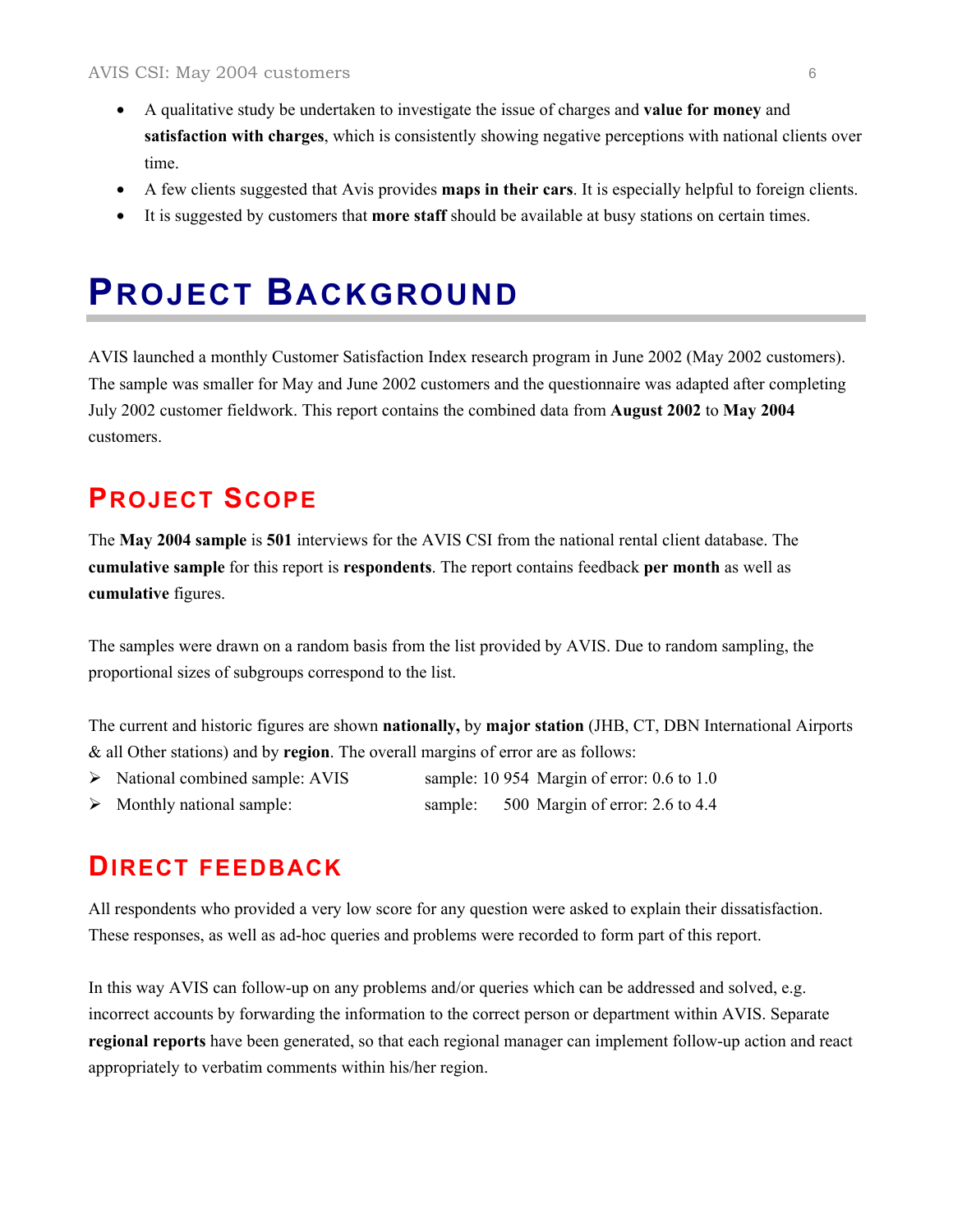- A qualitative study be undertaken to investigate the issue of charges and **value for money** and **satisfaction with charges**, which is consistently showing negative perceptions with national clients over time.
- A few clients suggested that Avis provides **maps in their cars**. It is especially helpful to foreign clients.
- It is suggested by customers that **more staff** should be available at busy stations on certain times.

# PROJECT BACKGROUND

AVIS launched a monthly Customer Satisfaction Index research program in June 2002 (May 2002 customers). The sample was smaller for May and June 2002 customers and the questionnaire was adapted after completing July 2002 customer fieldwork. This report contains the combined data from **August 2002** to **May 2004** customers.

## PROJECT SCOPE

The **May 2004 sample** is **501** interviews for the AVIS CSI from the national rental client database. The **cumulative sample** for this report is **respondents**. The report contains feedback **per month** as well as **cumulative** figures.

The samples were drawn on a random basis from the list provided by AVIS. Due to random sampling, the proportional sizes of subgroups correspond to the list.

The current and historic figures are shown **nationally,** by **major station** (JHB, CT, DBN International Airports & all Other stations) and by **region**. The overall margins of error are as follows:

- National combined sample: AVIS sample: 10 954 Margin of error: 0.6 to 1.0
- Monthly national sample: sample: 500 Margin of error: 2.6 to 4.4

## DIRECT FEEDBACK

All respondents who provided a very low score for any question were asked to explain their dissatisfaction. These responses, as well as ad-hoc queries and problems were recorded to form part of this report.

In this way AVIS can follow-up on any problems and/or queries which can be addressed and solved, e.g. incorrect accounts by forwarding the information to the correct person or department within AVIS. Separate **regional reports** have been generated, so that each regional manager can implement follow-up action and react appropriately to verbatim comments within his/her region.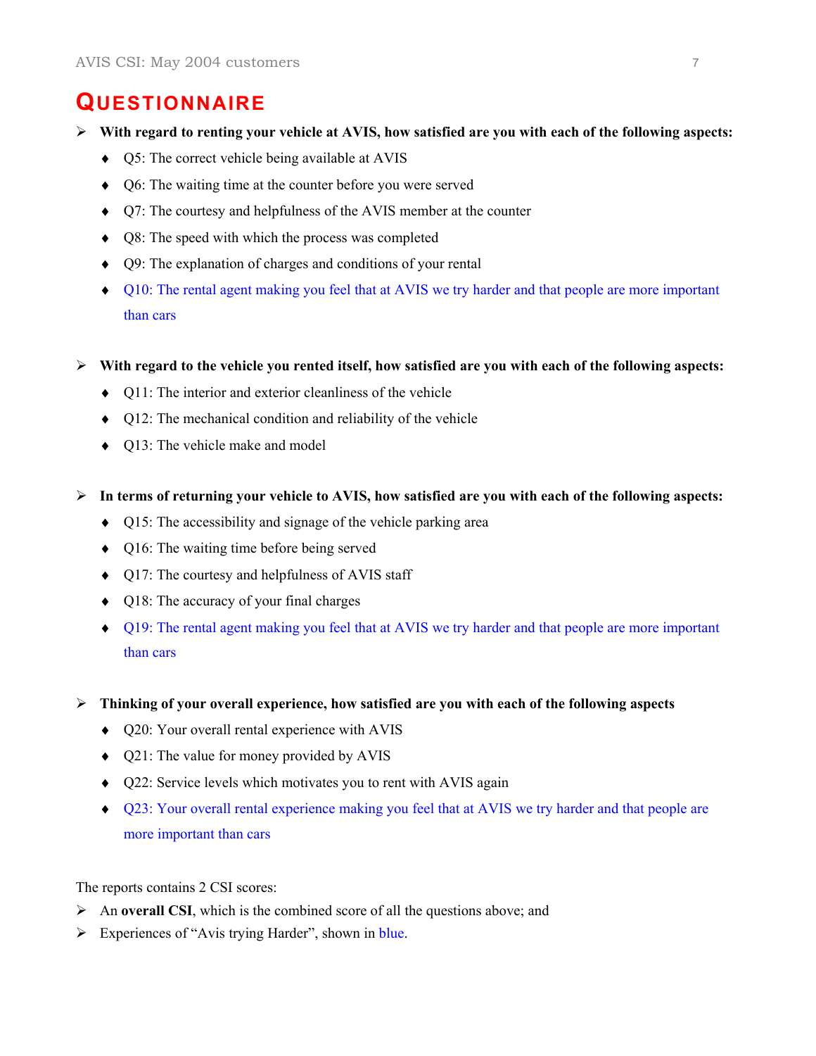# QUESTIONNAIRE

- **With regard to renting your vehicle at AVIS, how satisfied are you with each of the following aspects:**
  - Q5: The correct vehicle being available at AVIS
  - Q6: The waiting time at the counter before you were served
  - Q7: The courtesy and helpfulness of the AVIS member at the counter
  - Q8: The speed with which the process was completed
  - Q9: The explanation of charges and conditions of your rental
  - Q10: The rental agent making you feel that at AVIS we try harder and that people are more important than cars

- **With regard to the vehicle you rented itself, how satisfied are you with each of the following aspects:**
  - Q11: The interior and exterior cleanliness of the vehicle
  - Q12: The mechanical condition and reliability of the vehicle
  - Q13: The vehicle make and model

- **In terms of returning your vehicle to AVIS, how satisfied are you with each of the following aspects:**
  - Q15: The accessibility and signage of the vehicle parking area
  - Q16: The waiting time before being served
  - Q17: The courtesy and helpfulness of AVIS staff
  - Q18: The accuracy of your final charges
  - Q19: The rental agent making you feel that at AVIS we try harder and that people are more important than cars

- **Thinking of your overall experience, how satisfied are you with each of the following aspects**
  - Q20: Your overall rental experience with AVIS
  - Q21: The value for money provided by AVIS
  - Q22: Service levels which motivates you to rent with AVIS again
  - Q23: Your overall rental experience making you feel that at AVIS we try harder and that people are more important than cars

The reports contains 2 CSI scores:

- An **overall CSI**, which is the combined score of all the questions above; and
- Experiences of "Avis trying Harder", shown in blue.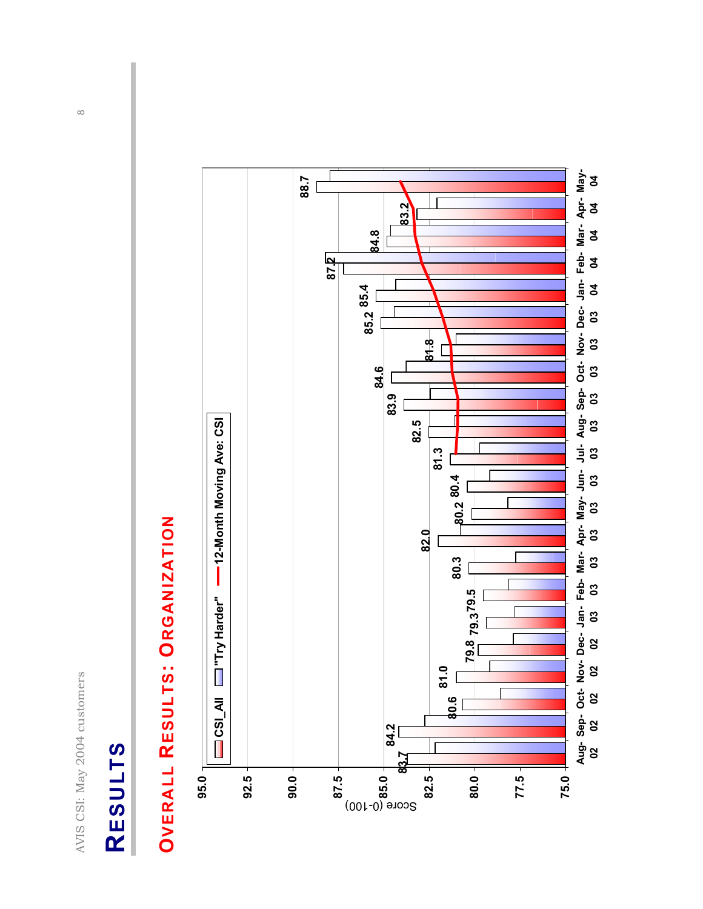# RESULTS

## OVERALL RESULTS: ORGANIZATION

Legend: CSI_All | "Try Harder" | 12-Month Moving Ave: CSI

Score (0-100)

| Month | CSI_All |
|---|---|
| Aug-02 | 83.7 |
| Sep-02 | 84.2 |
| Oct-02 | 80.6 |
| Nov-02 | 81.0 |
| Dec-02 | 79.8 |
| Jan-03 | 79.3 |
| Feb-03 | 79.5 |
| Mar-03 | 80.3 |
| Apr-03 | 82.0 |
| May-03 | 80.2 |
| Jun-03 | 80.4 |
| Jul-03 | 81.3 |
| Aug-03 | 82.5 |
| Sep-03 | 83.9 |
| Oct-03 | 84.6 |
| Nov-03 | 81.8 |
| Dec-03 | 85.2 |
| Jan-04 | 85.4 |
| Feb-04 | 87.2 |
| Mar-04 | 84.8 |
| Apr-04 | 83.2 |
| May-04 | 88.7 |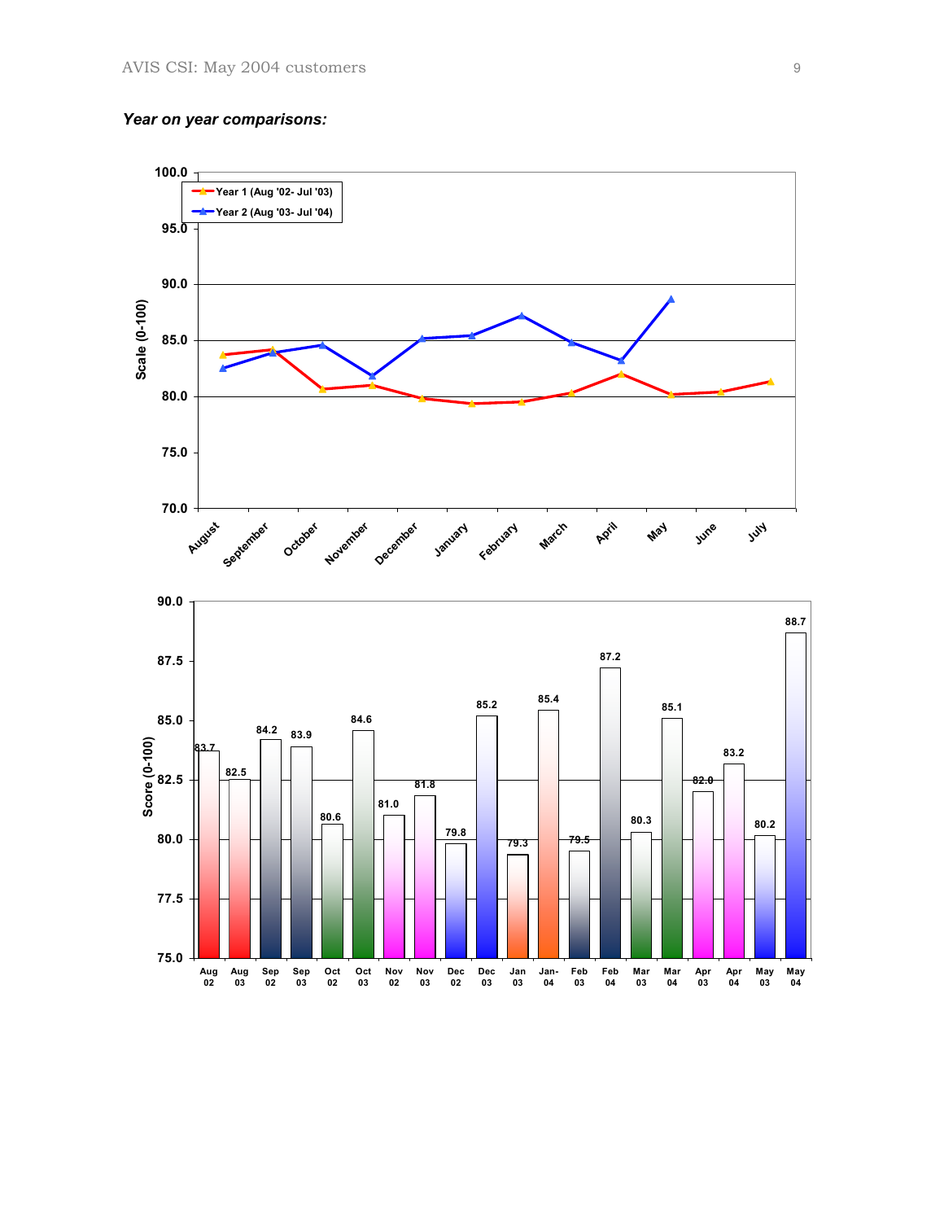***Year on year comparisons:***

| Month | Year 1 (Aug '02- Jul '03) | Year 2 (Aug '03- Jul '04) |
|---|---|---|
| August | 83.7 | 82.5 |
| September | 84.2 | 83.9 |
| October | 80.6 | 84.6 |
| November | 81.0 | 81.8 |
| December | 79.8 | 85.2 |
| January | 79.3 | 85.4 |
| February | 79.5 | 87.2 |
| March | 80.3 | 85.1 |
| April | 82.0 | 83.2 |
| May | 80.2 | 88.7 |
| June | 80.4 | |
| July | 81.3 | |

Score (0-100)

| Month | Score |
|---|---|
| Aug 02 | 83.7 |
| Aug 03 | 82.5 |
| Sep 02 | 84.2 |
| Sep 03 | 83.9 |
| Oct 02 | 80.6 |
| Oct 03 | 84.6 |
| Nov 02 | 81.0 |
| Nov 03 | 81.8 |
| Dec 02 | 79.8 |
| Dec 03 | 85.2 |
| Jan 03 | 79.3 |
| Jan-04 | 85.4 |
| Feb 03 | 79.5 |
| Feb 04 | 87.2 |
| Mar 03 | 80.3 |
| Mar 04 | 85.1 |
| Apr 03 | 82.0 |
| Apr 04 | 83.2 |
| May 03 | 80.2 |
| May 04 | 88.7 |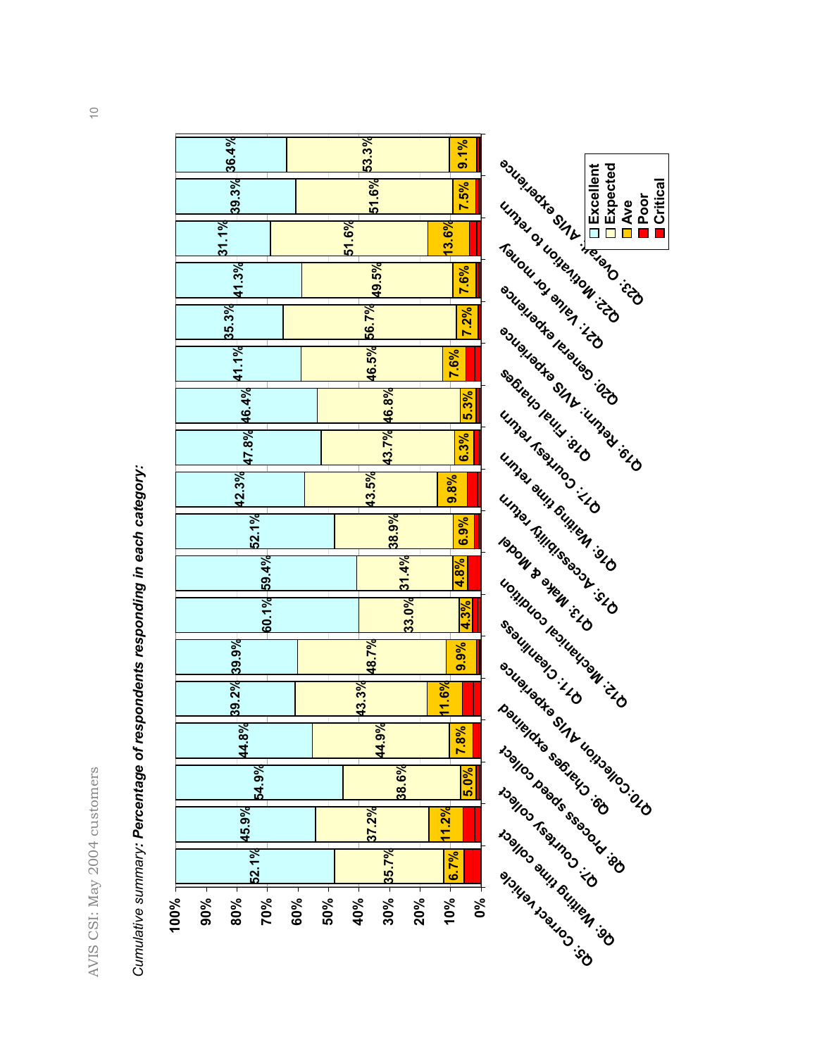*Cumulative summary: **Percentage of respondents responding in each category:***

| Question | Excellent | Expected | Ave |
|---|---|---|---|
| Q5: Correct vehicle | 52.1% | 35.7% | 6.7% |
| Q6: Waiting time collect | 45.9% | 37.2% | 11.2% |
| Q7: Courtesy collect | 54.9% | 38.6% | 5.0% |
| Q8: Process speed collect | 44.8% | 44.9% | 7.8% |
| Q9: Charges explained | 39.2% | 43.3% | 11.6% |
| Q10:Collection AVIS experience | 39.9% | 48.7% | 9.9% |
| Q11: Cleanliness | 60.1% | 33.0% | 4.3% |
| Q12: Mechanical condition | 59.4% | 31.4% | 4.8% |
| Q13: Make & Model | 52.1% | 38.9% | 6.9% |
| Q15: Accessibility return | 42.3% | 43.5% | 9.8% |
| Q16: Waiting time return | 47.8% | 43.7% | 6.3% |
| Q17: Courtesy return | 46.4% | 46.8% | 5.3% |
| Q18: Final charges | 41.1% | 46.5% | 7.6% |
| Q19: Return: AVIS experience | 35.3% | 56.7% | 7.2% |
| Q20: General experience | 41.3% | 49.5% | 7.6% |
| Q21: Value for money | 31.1% | 51.6% | 13.6% |
| Q22: Motivation to return | 39.3% | 51.6% | 7.5% |
| Q23: Overall: AVIS experience | 36.4% | 53.3% | 9.1% |

Legend: Excellent, Expected, Ave, Poor, Critical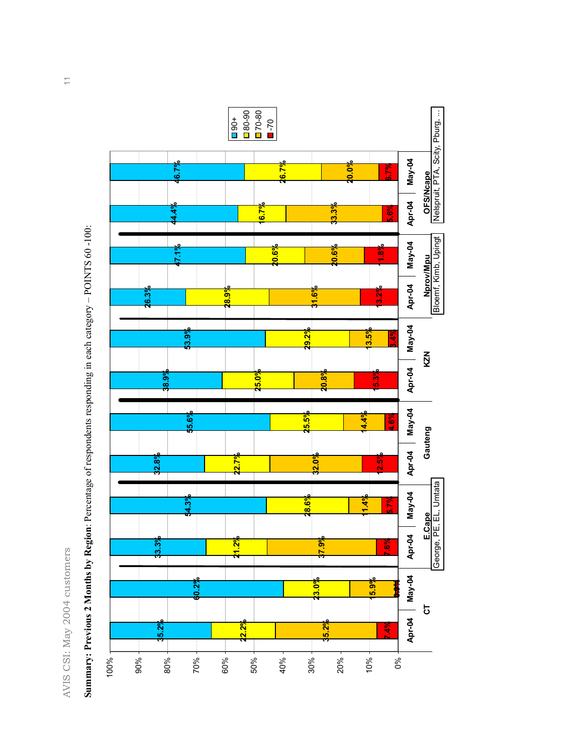**Summary: Previous 2 Months by Region**: Percentage of respondents responding in each category – POINTS 60 -100:

| Region | Month | 90+ | 80-90 | 70-80 | -70 |
|---|---|---|---|---|---|
| CT | Apr-04 | 35.2% | 22.2% | 35.2% | 7.4% |
| CT | May-04 | 60.2% | 23.0% | 15.9% | 0.9% |
| E.Cape (George, PE, EL, Umtata) | Apr-04 | 33.3% | 21.2% | 37.9% | 7.6% |
| E.Cape (George, PE, EL, Umtata) | May-04 | 54.3% | 28.6% | 11.4% | 5.7% |
| Gauteng | Apr-04 | 32.8% | 22.7% | 32.0% | 12.5% |
| Gauteng | May-04 | 55.6% | 25.5% | 14.4% | 4.6% |
| KZN | Apr-04 | 38.9% | 25.0% | 20.8% | 15.3% |
| KZN | May-04 | 53.9% | 29.2% | 13.5% | 3.4% |
| Nprov/Mpu (Bloemf, Kimb, Upingt) | Apr-04 | 26.3% | 28.9% | 31.6% | 13.2% |
| Nprov/Mpu (Bloemf, Kimb, Upingt) | May-04 | 47.1% | 20.6% | 20.6% | 11.8% |
| OFS/Ncape (Nelspruit, PTA, Scity, Pburg, ...) | Apr-04 | 44.4% | 16.7% | 33.3% | 5.6% |
| OFS/Ncape (Nelspruit, PTA, Scity, Pburg, ...) | May-04 | 46.7% | 26.7% | 20.0% | 6.7% |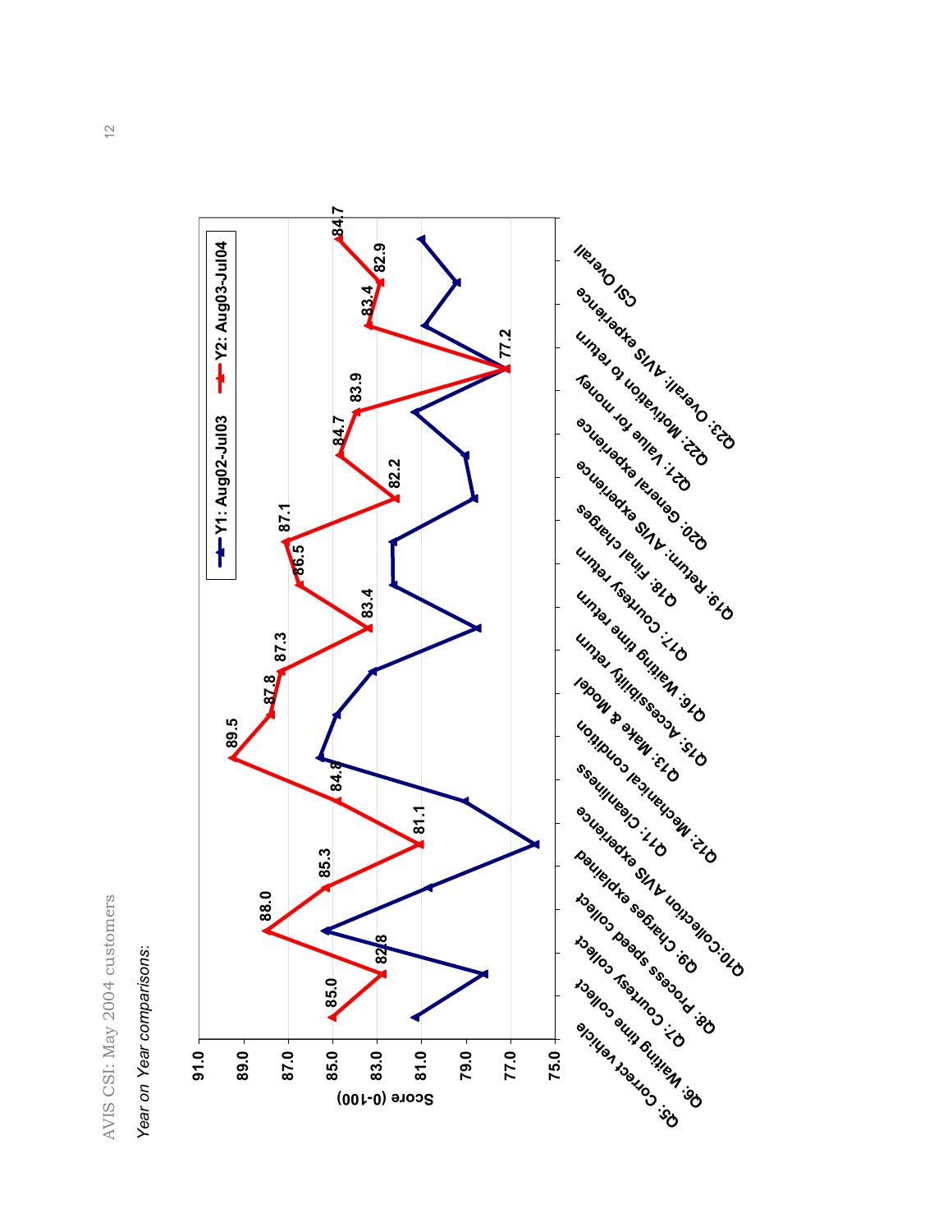AVIS CSI: May 2004 customers

*Year on Year comparisons:*

| Question | Y2: Aug03-Jul04 |
| --- | --- |
| Q5: Correct vehicle | 85.0 |
| Q6: Waiting time collect | 82.8 |
| Q7: Courtesy collect | 88.0 |
| Q8: Process speed collect | 85.3 |
| Q9: Charges explained | 81.1 |
| Q10:Collection AVIS experience | 84.8 |
| Q11: Cleanliness | 89.5 |
| Q12: Mechanical condition | 87.8 |
| Q13: Make & Model | 87.3 |
| Q15: Accessibility return | 83.4 |
| Q16: Waiting time return | 86.5 |
| Q17: Courtesy return | 87.1 |
| Q18: Final charges | 82.2 |
| Q19: Return: AVIS experience | 84.7 |
| Q20: General experience | 83.9 |
| Q21: Value for money | 77.2 |
| Q22: Motivation to return | 83.4 |
| Q23: Overall: AVIS experience | 82.9 |
| CSI Overall | 84.7 |

Legend: Y1: Aug02-Jul03; Y2: Aug03-Jul04

Score (0-100)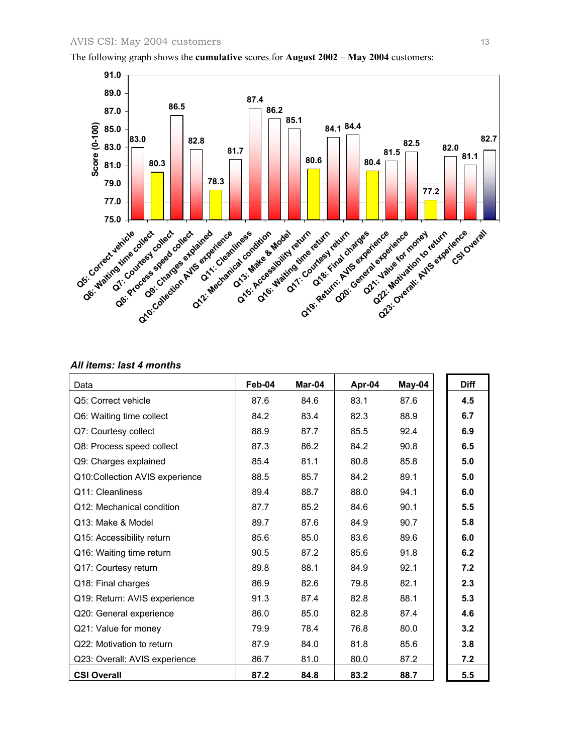The following graph shows the **cumulative** scores for **August 2002 – May 2004** customers:

| Item | Score (0-100) |
|---|---|
| Q5: Correct vehicle | 83.0 |
| Q6: Waiting time collect | 80.3 |
| Q7: Courtesy collect | 86.5 |
| Q8: Process speed collect | 82.8 |
| Q9: Charges explained | 78.3 |
| Q10:Collection AVIS experience | 81.7 |
| Q11: Cleanliness | 87.4 |
| Q12: Mechanical condition | 86.2 |
| Q13: Make & Model | 85.1 |
| Q15: Accessibility return | 80.6 |
| Q16: Waiting time return | 84.1 |
| Q17: Courtesy return | 84.4 |
| Q18: Final charges | 80.4 |
| Q19: Return: AVIS experience | 81.5 |
| Q20: General experience | 82.5 |
| Q21: Value for money | 77.2 |
| Q22: Motivation to return | 82.0 |
| Q23: Overall: AVIS experience | 81.1 |
| CSI Overall | 82.7 |

***All items: last 4 months***

| Data | Feb-04 | Mar-04 | Apr-04 | May-04 | Diff |
|---|---|---|---|---|---|
| Q5: Correct vehicle | 87.6 | 84.6 | 83.1 | 87.6 | **4.5** |
| Q6: Waiting time collect | 84.2 | 83.4 | 82.3 | 88.9 | **6.7** |
| Q7: Courtesy collect | 88.9 | 87.7 | 85.5 | 92.4 | **6.9** |
| Q8: Process speed collect | 87.3 | 86.2 | 84.2 | 90.8 | **6.5** |
| Q9: Charges explained | 85.4 | 81.1 | 80.8 | 85.8 | **5.0** |
| Q10:Collection AVIS experience | 88.5 | 85.7 | 84.2 | 89.1 | **5.0** |
| Q11: Cleanliness | 89.4 | 88.7 | 88.0 | 94.1 | **6.0** |
| Q12: Mechanical condition | 87.7 | 85.2 | 84.6 | 90.1 | **5.5** |
| Q13: Make & Model | 89.7 | 87.6 | 84.9 | 90.7 | **5.8** |
| Q15: Accessibility return | 85.6 | 85.0 | 83.6 | 89.6 | **6.0** |
| Q16: Waiting time return | 90.5 | 87.2 | 85.6 | 91.8 | **6.2** |
| Q17: Courtesy return | 89.8 | 88.1 | 84.9 | 92.1 | **7.2** |
| Q18: Final charges | 86.9 | 82.6 | 79.8 | 82.1 | **2.3** |
| Q19: Return: AVIS experience | 91.3 | 87.4 | 82.8 | 88.1 | **5.3** |
| Q20: General experience | 86.0 | 85.0 | 82.8 | 87.4 | **4.6** |
| Q21: Value for money | 79.9 | 78.4 | 76.8 | 80.0 | **3.2** |
| Q22: Motivation to return | 87.9 | 84.0 | 81.8 | 85.6 | **3.8** |
| Q23: Overall: AVIS experience | 86.7 | 81.0 | 80.0 | 87.2 | **7.2** |
| **CSI Overall** | **87.2** | **84.8** | **83.2** | **88.7** | **5.5** |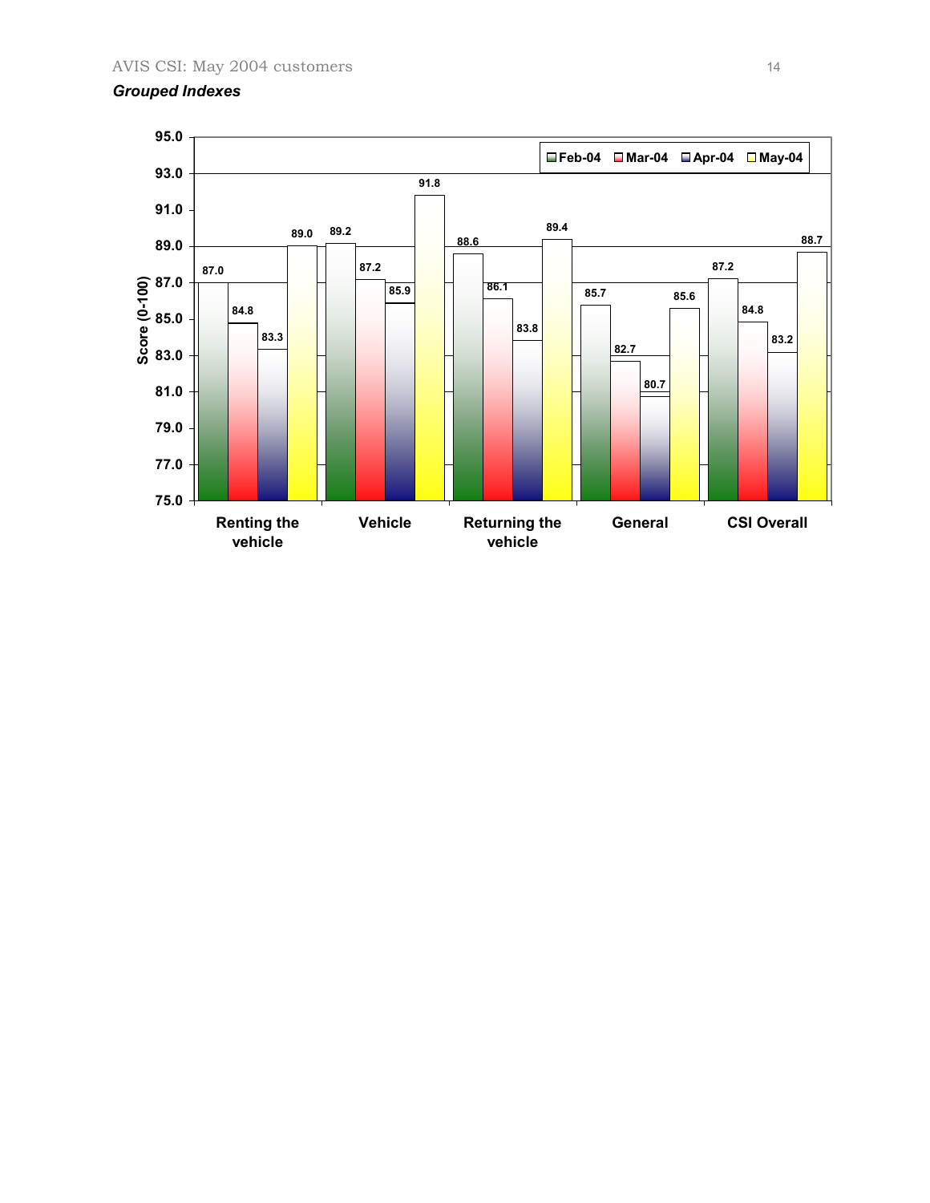*Grouped Indexes*

| | Feb-04 | Mar-04 | Apr-04 | May-04 |
|---|---|---|---|---|
| Renting the vehicle | 87.0 | 84.8 | 83.3 | 89.0 |
| Vehicle | 89.2 | 87.2 | 85.9 | 91.8 |
| Returning the vehicle | 88.6 | 86.1 | 83.8 | 89.4 |
| General | 85.7 | 82.7 | 80.7 | 85.6 |
| CSI Overall | 87.2 | 84.8 | 83.2 | 88.7 |

Score (0-100)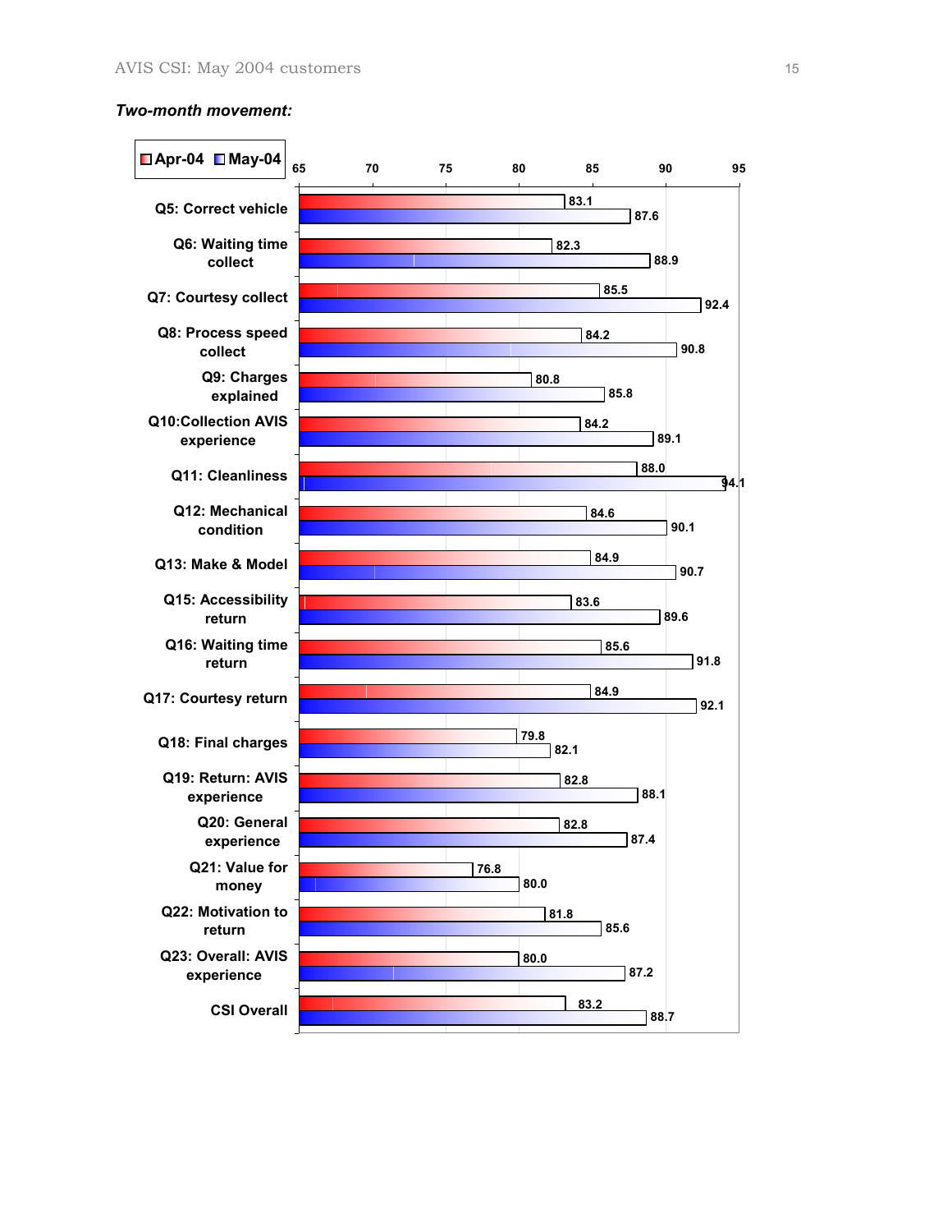*Two-month movement:*

| | Apr-04 | May-04 |
|---|---|---|
| Q5: Correct vehicle | 83.1 | 87.6 |
| Q6: Waiting time collect | 82.3 | 88.9 |
| Q7: Courtesy collect | 85.5 | 92.4 |
| Q8: Process speed collect | 84.2 | 90.8 |
| Q9: Charges explained | 80.8 | 85.8 |
| Q10:Collection AVIS experience | 84.2 | 89.1 |
| Q11: Cleanliness | 88.0 | 94.1 |
| Q12: Mechanical condition | 84.6 | 90.1 |
| Q13: Make & Model | 84.9 | 90.7 |
| Q15: Accessibility return | 83.6 | 89.6 |
| Q16: Waiting time return | 85.6 | 91.8 |
| Q17: Courtesy return | 84.9 | 92.1 |
| Q18: Final charges | 79.8 | 82.1 |
| Q19: Return: AVIS experience | 82.8 | 88.1 |
| Q20: General experience | 82.8 | 87.4 |
| Q21: Value for money | 76.8 | 80.0 |
| Q22: Motivation to return | 81.8 | 85.6 |
| Q23: Overall: AVIS experience | 80.0 | 87.2 |
| CSI Overall | 83.2 | 88.7 |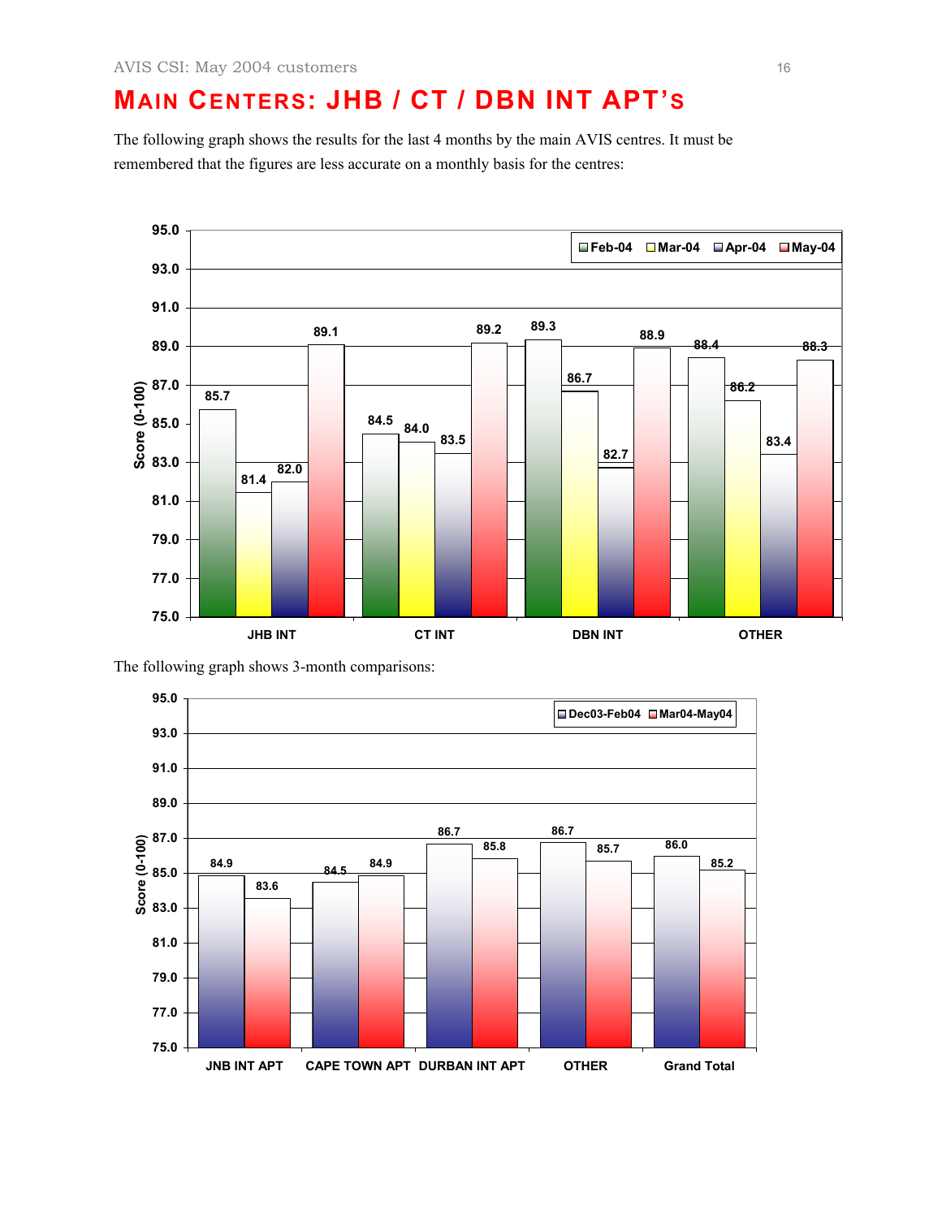# MAIN CENTERS: JHB / CT / DBN INT APT'S

The following graph shows the results for the last 4 months by the main AVIS centres. It must be remembered that the figures are less accurate on a monthly basis for the centres:

| Score (0-100) | Feb-04 | Mar-04 | Apr-04 | May-04 |
|---|---|---|---|---|
| JHB INT | 85.7 | 81.4 | 82.0 | 89.1 |
| CT INT | 84.5 | 84.0 | 83.5 | 89.2 |
| DBN INT | 89.3 | 86.7 | 82.7 | 88.9 |
| OTHER | 88.4 | 86.2 | 83.4 | 88.3 |

The following graph shows 3-month comparisons:

| Score (0-100) | Dec03-Feb04 | Mar04-May04 |
|---|---|---|
| JNB INT APT | 84.9 | 83.6 |
| CAPE TOWN APT | 84.5 | 84.9 |
| DURBAN INT APT | 86.7 | 85.8 |
| OTHER | 86.7 | 85.7 |
| Grand Total | 86.0 | 85.2 |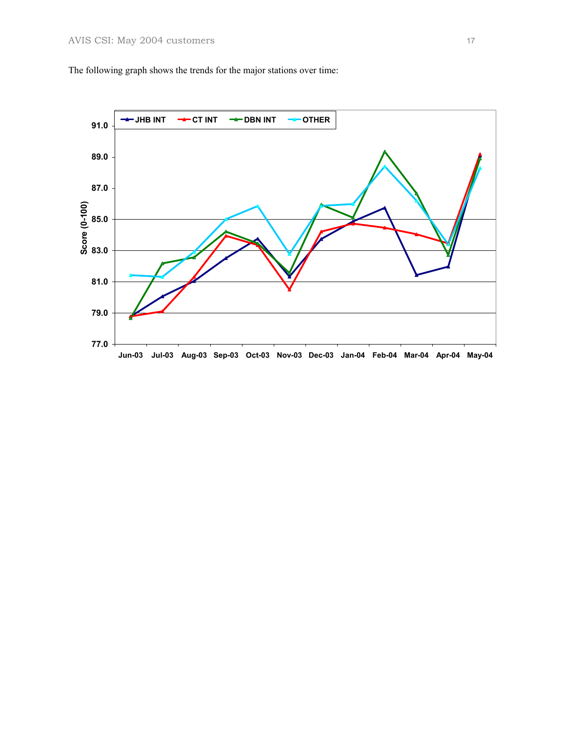The following graph shows the trends for the major stations over time: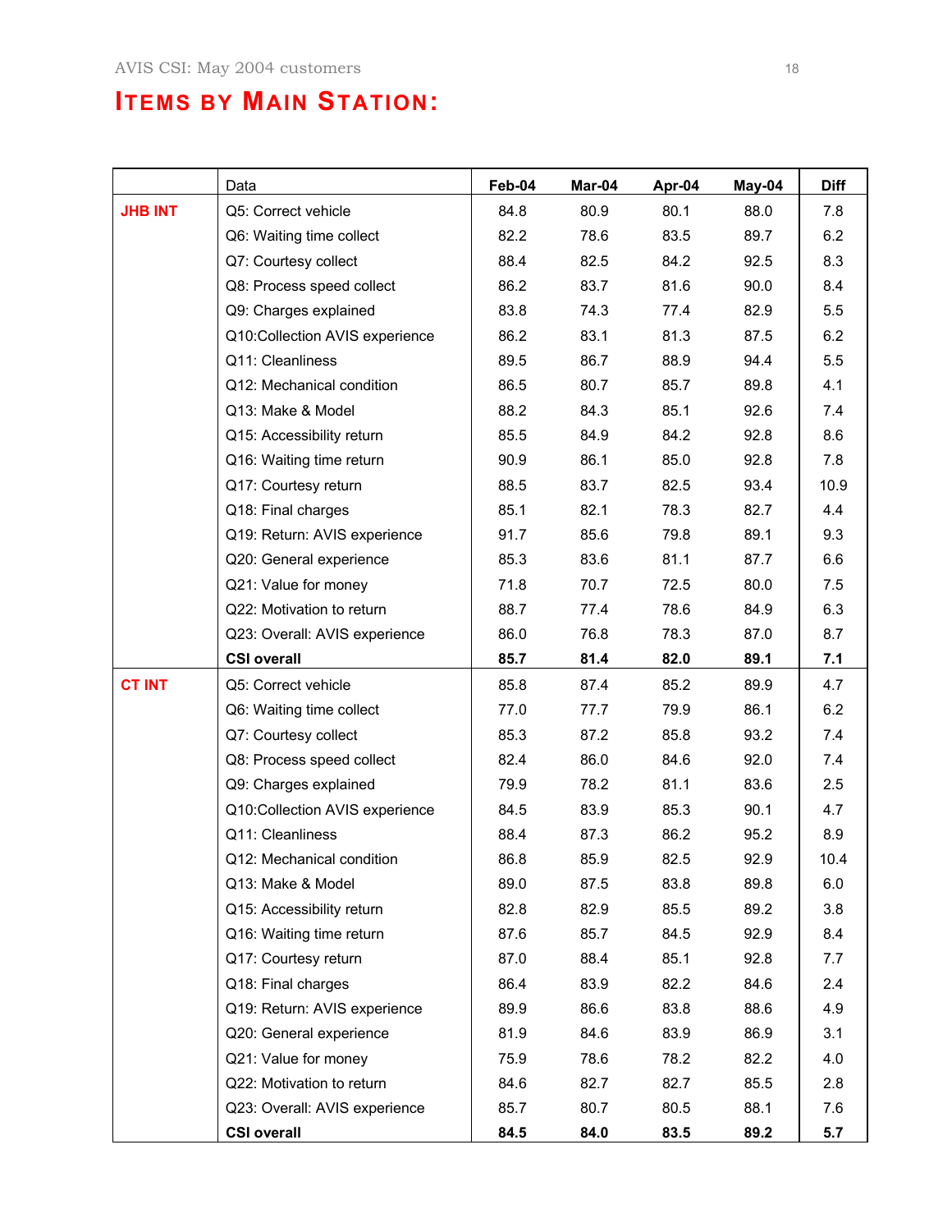## ITEMS BY MAIN STATION:

| | Data | Feb-04 | Mar-04 | Apr-04 | May-04 | Diff |
|---|---|---|---|---|---|---|
| **JHB INT** | Q5: Correct vehicle | 84.8 | 80.9 | 80.1 | 88.0 | 7.8 |
| | Q6: Waiting time collect | 82.2 | 78.6 | 83.5 | 89.7 | 6.2 |
| | Q7: Courtesy collect | 88.4 | 82.5 | 84.2 | 92.5 | 8.3 |
| | Q8: Process speed collect | 86.2 | 83.7 | 81.6 | 90.0 | 8.4 |
| | Q9: Charges explained | 83.8 | 74.3 | 77.4 | 82.9 | 5.5 |
| | Q10:Collection AVIS experience | 86.2 | 83.1 | 81.3 | 87.5 | 6.2 |
| | Q11: Cleanliness | 89.5 | 86.7 | 88.9 | 94.4 | 5.5 |
| | Q12: Mechanical condition | 86.5 | 80.7 | 85.7 | 89.8 | 4.1 |
| | Q13: Make & Model | 88.2 | 84.3 | 85.1 | 92.6 | 7.4 |
| | Q15: Accessibility return | 85.5 | 84.9 | 84.2 | 92.8 | 8.6 |
| | Q16: Waiting time return | 90.9 | 86.1 | 85.0 | 92.8 | 7.8 |
| | Q17: Courtesy return | 88.5 | 83.7 | 82.5 | 93.4 | 10.9 |
| | Q18: Final charges | 85.1 | 82.1 | 78.3 | 82.7 | 4.4 |
| | Q19: Return: AVIS experience | 91.7 | 85.6 | 79.8 | 89.1 | 9.3 |
| | Q20: General experience | 85.3 | 83.6 | 81.1 | 87.7 | 6.6 |
| | Q21: Value for money | 71.8 | 70.7 | 72.5 | 80.0 | 7.5 |
| | Q22: Motivation to return | 88.7 | 77.4 | 78.6 | 84.9 | 6.3 |
| | Q23: Overall: AVIS experience | 86.0 | 76.8 | 78.3 | 87.0 | 8.7 |
| | **CSI overall** | **85.7** | **81.4** | **82.0** | **89.1** | **7.1** |
| **CT INT** | Q5: Correct vehicle | 85.8 | 87.4 | 85.2 | 89.9 | 4.7 |
| | Q6: Waiting time collect | 77.0 | 77.7 | 79.9 | 86.1 | 6.2 |
| | Q7: Courtesy collect | 85.3 | 87.2 | 85.8 | 93.2 | 7.4 |
| | Q8: Process speed collect | 82.4 | 86.0 | 84.6 | 92.0 | 7.4 |
| | Q9: Charges explained | 79.9 | 78.2 | 81.1 | 83.6 | 2.5 |
| | Q10:Collection AVIS experience | 84.5 | 83.9 | 85.3 | 90.1 | 4.7 |
| | Q11: Cleanliness | 88.4 | 87.3 | 86.2 | 95.2 | 8.9 |
| | Q12: Mechanical condition | 86.8 | 85.9 | 82.5 | 92.9 | 10.4 |
| | Q13: Make & Model | 89.0 | 87.5 | 83.8 | 89.8 | 6.0 |
| | Q15: Accessibility return | 82.8 | 82.9 | 85.5 | 89.2 | 3.8 |
| | Q16: Waiting time return | 87.6 | 85.7 | 84.5 | 92.9 | 8.4 |
| | Q17: Courtesy return | 87.0 | 88.4 | 85.1 | 92.8 | 7.7 |
| | Q18: Final charges | 86.4 | 83.9 | 82.2 | 84.6 | 2.4 |
| | Q19: Return: AVIS experience | 89.9 | 86.6 | 83.8 | 88.6 | 4.9 |
| | Q20: General experience | 81.9 | 84.6 | 83.9 | 86.9 | 3.1 |
| | Q21: Value for money | 75.9 | 78.6 | 78.2 | 82.2 | 4.0 |
| | Q22: Motivation to return | 84.6 | 82.7 | 82.7 | 85.5 | 2.8 |
| | Q23: Overall: AVIS experience | 85.7 | 80.7 | 80.5 | 88.1 | 7.6 |
| | **CSI overall** | **84.5** | **84.0** | **83.5** | **89.2** | **5.7** |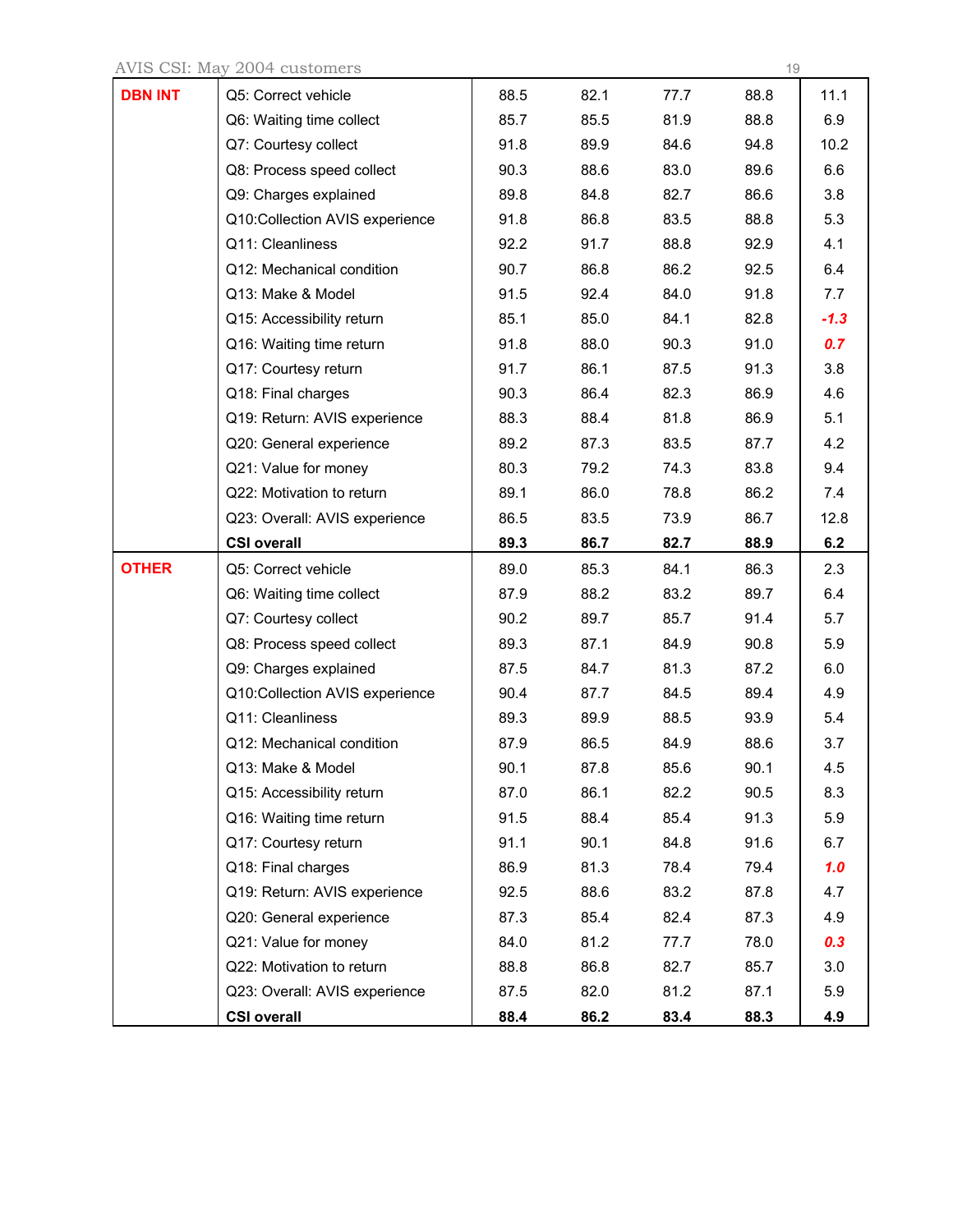| | | | | | | |
|---|---|---|---|---|---|---|
| **DBN INT** | Q5: Correct vehicle | 88.5 | 82.1 | 77.7 | 88.8 | 11.1 |
| | Q6: Waiting time collect | 85.7 | 85.5 | 81.9 | 88.8 | 6.9 |
| | Q7: Courtesy collect | 91.8 | 89.9 | 84.6 | 94.8 | 10.2 |
| | Q8: Process speed collect | 90.3 | 88.6 | 83.0 | 89.6 | 6.6 |
| | Q9: Charges explained | 89.8 | 84.8 | 82.7 | 86.6 | 3.8 |
| | Q10:Collection AVIS experience | 91.8 | 86.8 | 83.5 | 88.8 | 5.3 |
| | Q11: Cleanliness | 92.2 | 91.7 | 88.8 | 92.9 | 4.1 |
| | Q12: Mechanical condition | 90.7 | 86.8 | 86.2 | 92.5 | 6.4 |
| | Q13: Make & Model | 91.5 | 92.4 | 84.0 | 91.8 | 7.7 |
| | Q15: Accessibility return | 85.1 | 85.0 | 84.1 | 82.8 | ***-1.3*** |
| | Q16: Waiting time return | 91.8 | 88.0 | 90.3 | 91.0 | ***0.7*** |
| | Q17: Courtesy return | 91.7 | 86.1 | 87.5 | 91.3 | 3.8 |
| | Q18: Final charges | 90.3 | 86.4 | 82.3 | 86.9 | 4.6 |
| | Q19: Return: AVIS experience | 88.3 | 88.4 | 81.8 | 86.9 | 5.1 |
| | Q20: General experience | 89.2 | 87.3 | 83.5 | 87.7 | 4.2 |
| | Q21: Value for money | 80.3 | 79.2 | 74.3 | 83.8 | 9.4 |
| | Q22: Motivation to return | 89.1 | 86.0 | 78.8 | 86.2 | 7.4 |
| | Q23: Overall: AVIS experience | 86.5 | 83.5 | 73.9 | 86.7 | 12.8 |
| | **CSI overall** | **89.3** | **86.7** | **82.7** | **88.9** | **6.2** |
| **OTHER** | Q5: Correct vehicle | 89.0 | 85.3 | 84.1 | 86.3 | 2.3 |
| | Q6: Waiting time collect | 87.9 | 88.2 | 83.2 | 89.7 | 6.4 |
| | Q7: Courtesy collect | 90.2 | 89.7 | 85.7 | 91.4 | 5.7 |
| | Q8: Process speed collect | 89.3 | 87.1 | 84.9 | 90.8 | 5.9 |
| | Q9: Charges explained | 87.5 | 84.7 | 81.3 | 87.2 | 6.0 |
| | Q10:Collection AVIS experience | 90.4 | 87.7 | 84.5 | 89.4 | 4.9 |
| | Q11: Cleanliness | 89.3 | 89.9 | 88.5 | 93.9 | 5.4 |
| | Q12: Mechanical condition | 87.9 | 86.5 | 84.9 | 88.6 | 3.7 |
| | Q13: Make & Model | 90.1 | 87.8 | 85.6 | 90.1 | 4.5 |
| | Q15: Accessibility return | 87.0 | 86.1 | 82.2 | 90.5 | 8.3 |
| | Q16: Waiting time return | 91.5 | 88.4 | 85.4 | 91.3 | 5.9 |
| | Q17: Courtesy return | 91.1 | 90.1 | 84.8 | 91.6 | 6.7 |
| | Q18: Final charges | 86.9 | 81.3 | 78.4 | 79.4 | ***1.0*** |
| | Q19: Return: AVIS experience | 92.5 | 88.6 | 83.2 | 87.8 | 4.7 |
| | Q20: General experience | 87.3 | 85.4 | 82.4 | 87.3 | 4.9 |
| | Q21: Value for money | 84.0 | 81.2 | 77.7 | 78.0 | ***0.3*** |
| | Q22: Motivation to return | 88.8 | 86.8 | 82.7 | 85.7 | 3.0 |
| | Q23: Overall: AVIS experience | 87.5 | 82.0 | 81.2 | 87.1 | 5.9 |
| | **CSI overall** | **88.4** | **86.2** | **83.4** | **88.3** | **4.9** |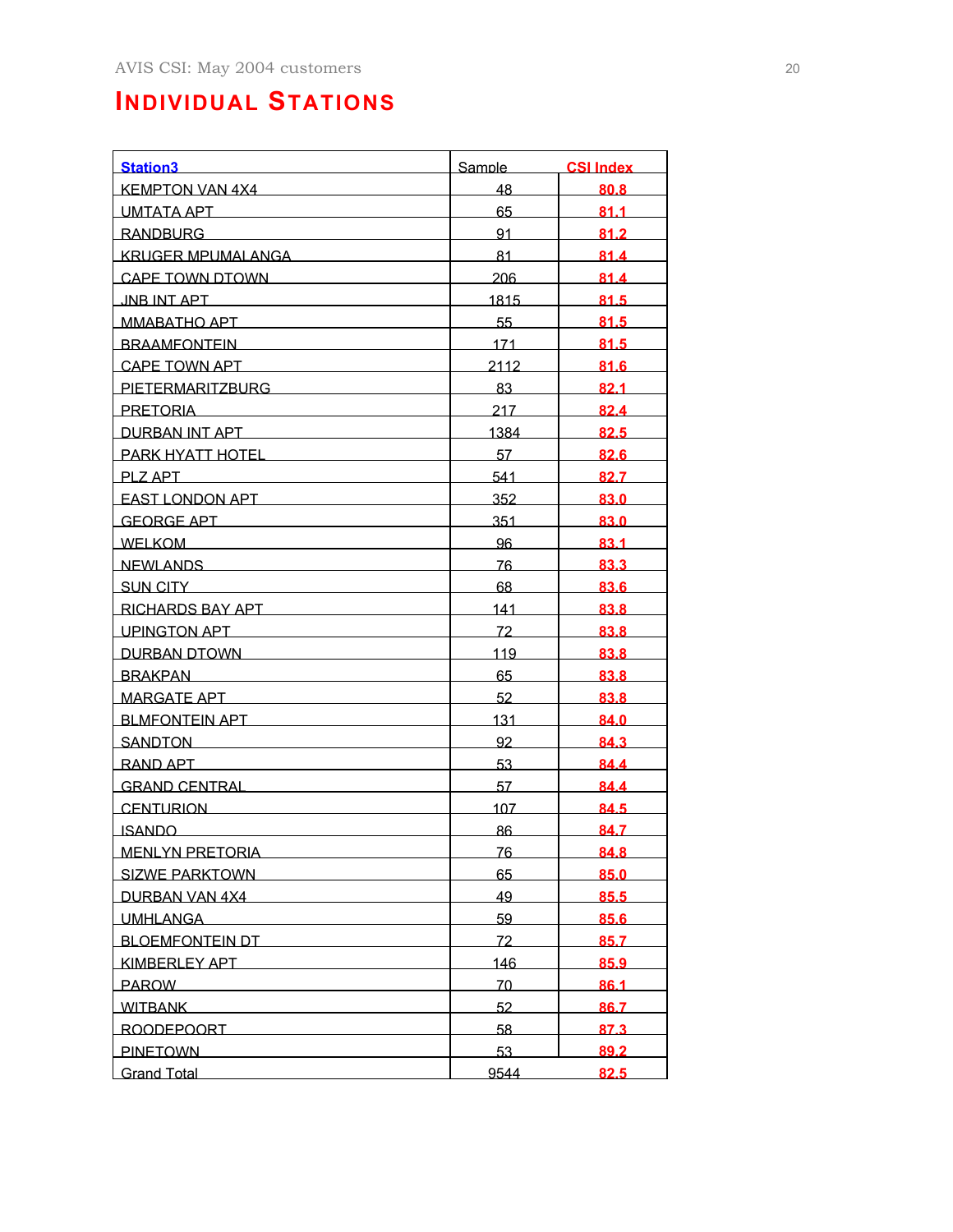# INDIVIDUAL STATIONS

| Station3 | Sample | CSI Index |
|---|---|---|
| KEMPTON VAN 4X4 | 48 | 80.8 |
| UMTATA APT | 65 | 81.1 |
| RANDBURG | 91 | 81.2 |
| KRUGER MPUMALANGA | 81 | 81.4 |
| CAPE TOWN DTOWN | 206 | 81.4 |
| JNB INT APT | 1815 | 81.5 |
| MMABATHO APT | 55 | 81.5 |
| BRAAMFONTEIN | 171 | 81.5 |
| CAPE TOWN APT | 2112 | 81.6 |
| PIETERMARITZBURG | 83 | 82.1 |
| PRETORIA | 217 | 82.4 |
| DURBAN INT APT | 1384 | 82.5 |
| PARK HYATT HOTEL | 57 | 82.6 |
| PLZ APT | 541 | 82.7 |
| EAST LONDON APT | 352 | 83.0 |
| GEORGE APT | 351 | 83.0 |
| WELKOM | 96 | 83.1 |
| NEWLANDS | 76 | 83.3 |
| SUN CITY | 68 | 83.6 |
| RICHARDS BAY APT | 141 | 83.8 |
| UPINGTON APT | 72 | 83.8 |
| DURBAN DTOWN | 119 | 83.8 |
| BRAKPAN | 65 | 83.8 |
| MARGATE APT | 52 | 83.8 |
| BLMFONTEIN APT | 131 | 84.0 |
| SANDTON | 92 | 84.3 |
| RAND APT | 53 | 84.4 |
| GRAND CENTRAL | 57 | 84.4 |
| CENTURION | 107 | 84.5 |
| ISANDO | 86 | 84.7 |
| MENLYN PRETORIA | 76 | 84.8 |
| SIZWE PARKTOWN | 65 | 85.0 |
| DURBAN VAN 4X4 | 49 | 85.5 |
| UMHLANGA | 59 | 85.6 |
| BLOEMFONTEIN DT | 72 | 85.7 |
| KIMBERLEY APT | 146 | 85.9 |
| PAROW | 70 | 86.1 |
| WITBANK | 52 | 86.7 |
| ROODEPOORT | 58 | 87.3 |
| PINETOWN | 53 | 89.2 |
| Grand Total | 9544 | 82.5 |